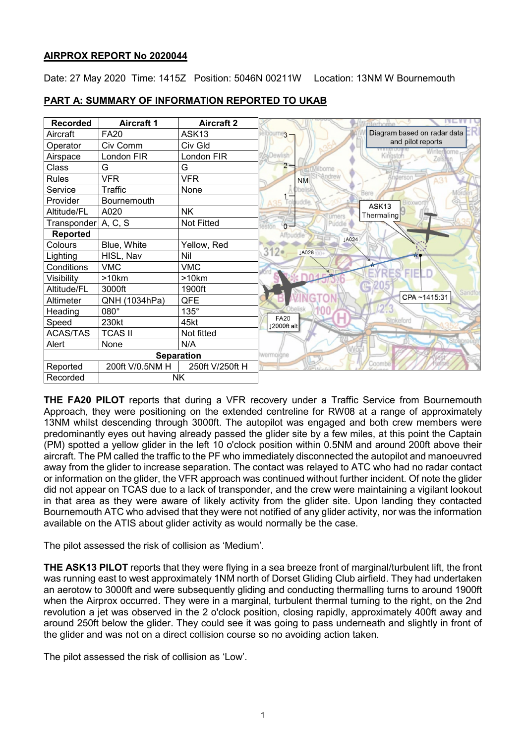**AIRPROX REPORT No 2020044**

Date: 27 May 2020 Time: 1415Z Position: 5046N 00211W Location: 13NM W Bournemouth

**PART A: SUMMARY OF INFORMATION REPORTED TO UKAB**

| Recorded | Aircraft 1 | Aircraft 2 |
|---|---|---|
| Aircraft | FA20 | ASK13 |
| Operator | Civ Comm | Civ Gld |
| Airspace | London FIR | London FIR |
| Class | G | G |
| Rules | VFR | VFR |
| Service | Traffic | None |
| Provider | Bournemouth | |
| Altitude/FL | A020 | NK |
| Transponder | A, C, S | Not Fitted |
| **Reported** | | |
| Colours | Blue, White | Yellow, Red |
| Lighting | HISL, Nav | Nil |
| Conditions | VMC | VMC |
| Visibility | >10km | >10km |
| Altitude/FL | 3000ft | 1900ft |
| Altimeter | QNH (1034hPa) | QFE |
| Heading | 080° | 135° |
| Speed | 230kt | 45kt |
| ACAS/TAS | TCAS II | Not fitted |
| Alert | None | N/A |
| **Separation** | | |
| Reported | 200ft V/0.5NM H | 250ft V/250ft H |
| Recorded | NK | |

Diagram based on radar data and pilot reports

**THE FA20 PILOT** reports that during a VFR recovery under a Traffic Service from Bournemouth Approach, they were positioning on the extended centreline for RW08 at a range of approximately 13NM whilst descending through 3000ft. The autopilot was engaged and both crew members were predominantly eyes out having already passed the glider site by a few miles, at this point the Captain (PM) spotted a yellow glider in the left 10 o'clock position within 0.5NM and around 200ft above their aircraft. The PM called the traffic to the PF who immediately disconnected the autopilot and manoeuvred away from the glider to increase separation. The contact was relayed to ATC who had no radar contact or information on the glider, the VFR approach was continued without further incident. Of note the glider did not appear on TCAS due to a lack of transponder, and the crew were maintaining a vigilant lookout in that area as they were aware of likely activity from the glider site. Upon landing they contacted Bournemouth ATC who advised that they were not notified of any glider activity, nor was the information available on the ATIS about glider activity as would normally be the case.

The pilot assessed the risk of collision as 'Medium'.

**THE ASK13 PILOT** reports that they were flying in a sea breeze front of marginal/turbulent lift, the front was running east to west approximately 1NM north of Dorset Gliding Club airfield. They had undertaken an aerotow to 3000ft and were subsequently gliding and conducting thermalling turns to around 1900ft when the Airprox occurred. They were in a marginal, turbulent thermal turning to the right, on the 2nd revolution a jet was observed in the 2 o'clock position, closing rapidly, approximately 400ft away and around 250ft below the glider. They could see it was going to pass underneath and slightly in front of the glider and was not on a direct collision course so no avoiding action taken.

The pilot assessed the risk of collision as 'Low'.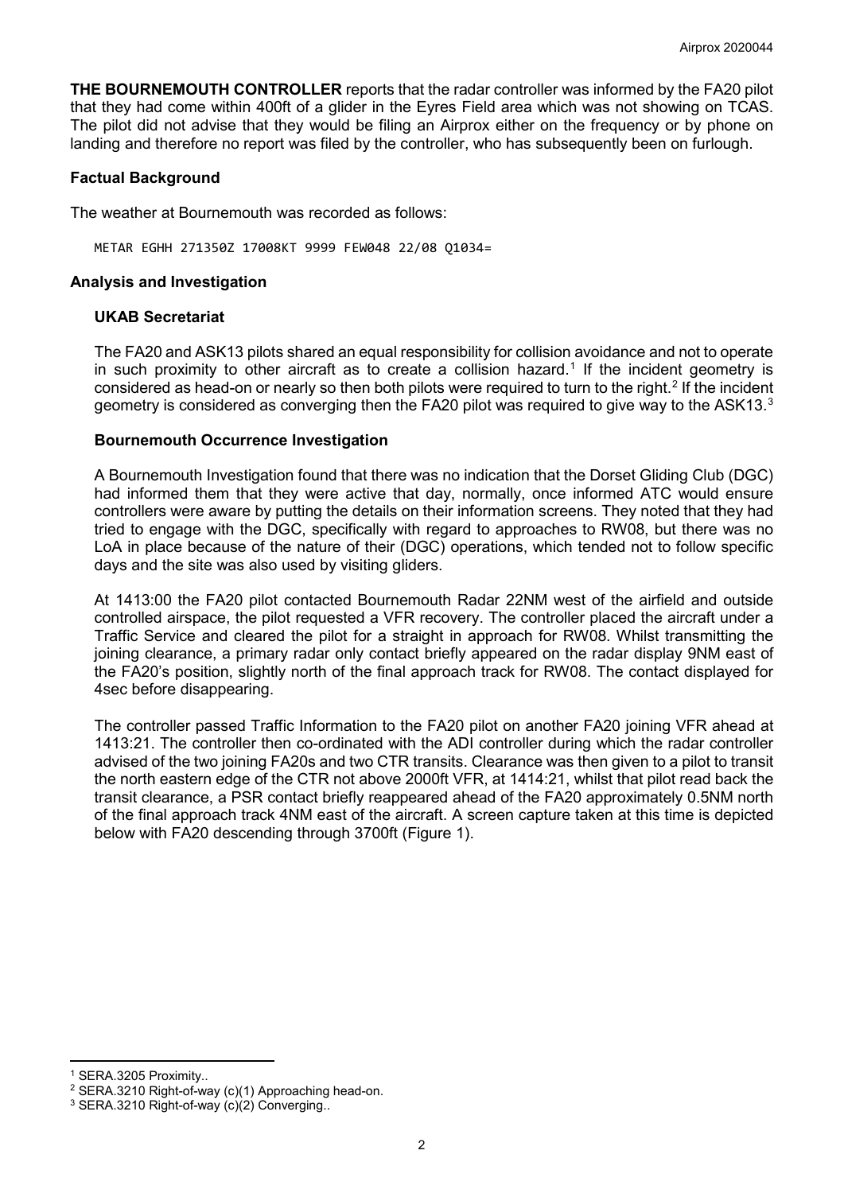**THE BOURNEMOUTH CONTROLLER** reports that the radar controller was informed by the FA20 pilot that they had come within 400ft of a glider in the Eyres Field area which was not showing on TCAS. The pilot did not advise that they would be filing an Airprox either on the frequency or by phone on landing and therefore no report was filed by the controller, who has subsequently been on furlough.

## Factual Background

The weather at Bournemouth was recorded as follows:

```
METAR EGHH 271350Z 17008KT 9999 FEW048 22/08 Q1034=
```

## Analysis and Investigation

### UKAB Secretariat

The FA20 and ASK13 pilots shared an equal responsibility for collision avoidance and not to operate in such proximity to other aircraft as to create a collision hazard.[1] If the incident geometry is considered as head-on or nearly so then both pilots were required to turn to the right.[2] If the incident geometry is considered as converging then the FA20 pilot was required to give way to the ASK13.[3]

### Bournemouth Occurrence Investigation

A Bournemouth Investigation found that there was no indication that the Dorset Gliding Club (DGC) had informed them that they were active that day, normally, once informed ATC would ensure controllers were aware by putting the details on their information screens. They noted that they had tried to engage with the DGC, specifically with regard to approaches to RW08, but there was no LoA in place because of the nature of their (DGC) operations, which tended not to follow specific days and the site was also used by visiting gliders.

At 1413:00 the FA20 pilot contacted Bournemouth Radar 22NM west of the airfield and outside controlled airspace, the pilot requested a VFR recovery. The controller placed the aircraft under a Traffic Service and cleared the pilot for a straight in approach for RW08. Whilst transmitting the joining clearance, a primary radar only contact briefly appeared on the radar display 9NM east of the FA20's position, slightly north of the final approach track for RW08. The contact displayed for 4sec before disappearing.

The controller passed Traffic Information to the FA20 pilot on another FA20 joining VFR ahead at 1413:21. The controller then co-ordinated with the ADI controller during which the radar controller advised of the two joining FA20s and two CTR transits. Clearance was then given to a pilot to transit the north eastern edge of the CTR not above 2000ft VFR, at 1414:21, whilst that pilot read back the transit clearance, a PSR contact briefly reappeared ahead of the FA20 approximately 0.5NM north of the final approach track 4NM east of the aircraft. A screen capture taken at this time is depicted below with FA20 descending through 3700ft (Figure 1).

---

[1] SERA.3205 Proximity..

[2] SERA.3210 Right-of-way (c)(1) Approaching head-on.

[3] SERA.3210 Right-of-way (c)(2) Converging..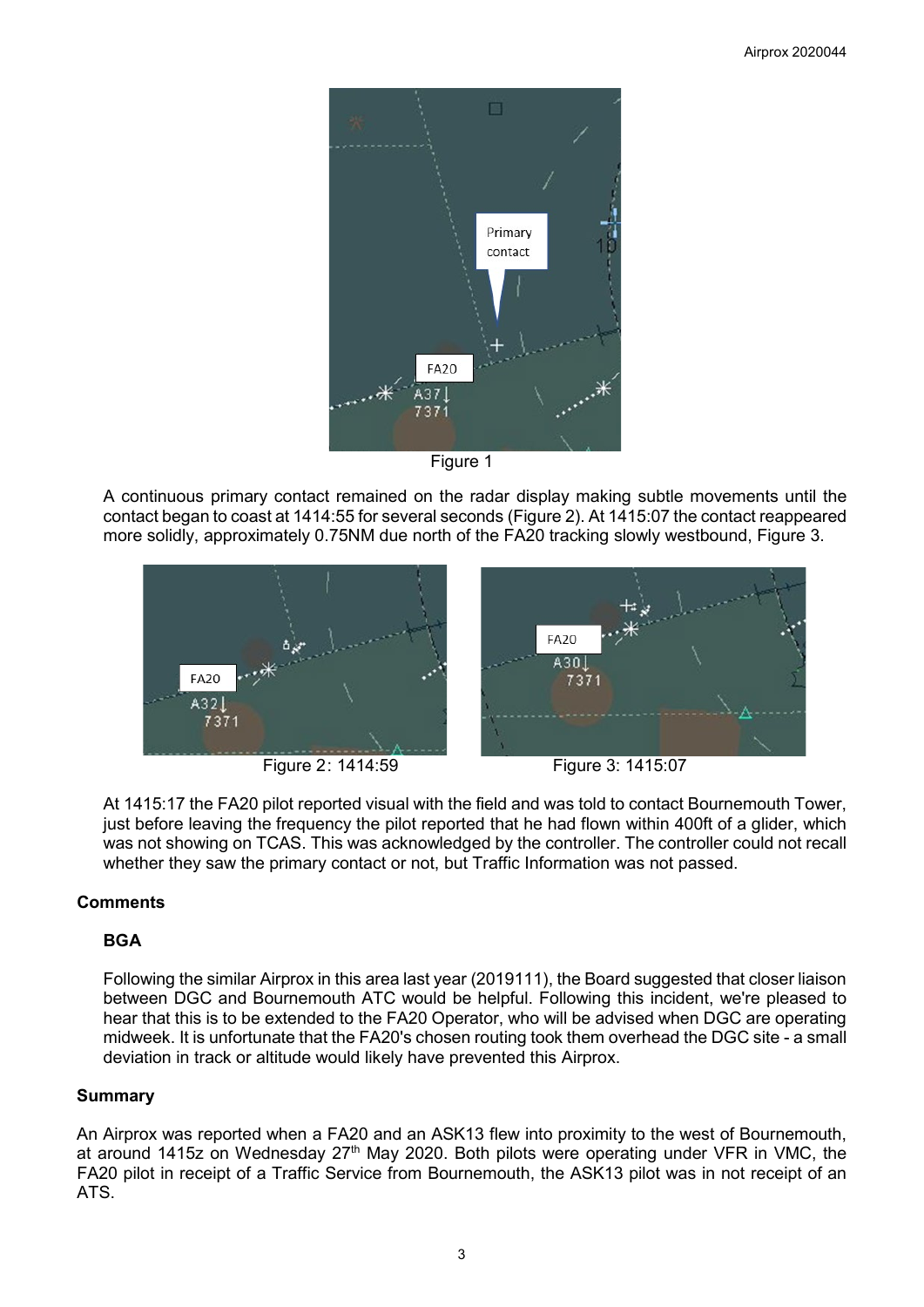Figure 1

A continuous primary contact remained on the radar display making subtle movements until the contact began to coast at 1414:55 for several seconds (Figure 2). At 1415:07 the contact reappeared more solidly, approximately 0.75NM due north of the FA20 tracking slowly westbound, Figure 3.

Figure 2: 1414:59

Figure 3: 1415:07

At 1415:17 the FA20 pilot reported visual with the field and was told to contact Bournemouth Tower, just before leaving the frequency the pilot reported that he had flown within 400ft of a glider, which was not showing on TCAS. This was acknowledged by the controller. The controller could not recall whether they saw the primary contact or not, but Traffic Information was not passed.

## Comments

### BGA

Following the similar Airprox in this area last year (2019111), the Board suggested that closer liaison between DGC and Bournemouth ATC would be helpful. Following this incident, we're pleased to hear that this is to be extended to the FA20 Operator, who will be advised when DGC are operating midweek. It is unfortunate that the FA20's chosen routing took them overhead the DGC site - a small deviation in track or altitude would likely have prevented this Airprox.

## Summary

An Airprox was reported when a FA20 and an ASK13 flew into proximity to the west of Bournemouth, at around 1415z on Wednesday 27th May 2020. Both pilots were operating under VFR in VMC, the FA20 pilot in receipt of a Traffic Service from Bournemouth, the ASK13 pilot was in not receipt of an ATS.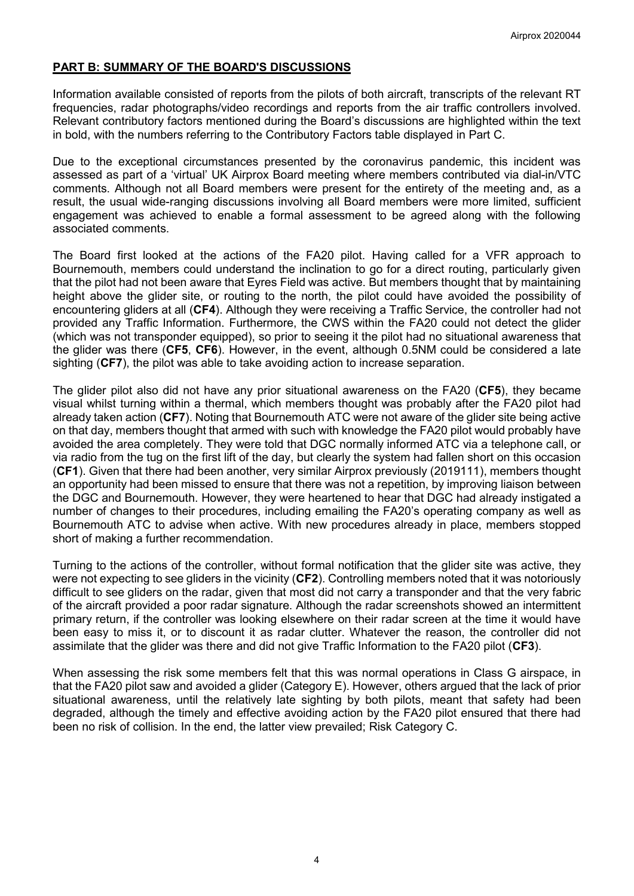## PART B: SUMMARY OF THE BOARD'S DISCUSSIONS

Information available consisted of reports from the pilots of both aircraft, transcripts of the relevant RT frequencies, radar photographs/video recordings and reports from the air traffic controllers involved. Relevant contributory factors mentioned during the Board's discussions are highlighted within the text in bold, with the numbers referring to the Contributory Factors table displayed in Part C.

Due to the exceptional circumstances presented by the coronavirus pandemic, this incident was assessed as part of a 'virtual' UK Airprox Board meeting where members contributed via dial-in/VTC comments. Although not all Board members were present for the entirety of the meeting and, as a result, the usual wide-ranging discussions involving all Board members were more limited, sufficient engagement was achieved to enable a formal assessment to be agreed along with the following associated comments.

The Board first looked at the actions of the FA20 pilot. Having called for a VFR approach to Bournemouth, members could understand the inclination to go for a direct routing, particularly given that the pilot had not been aware that Eyres Field was active. But members thought that by maintaining height above the glider site, or routing to the north, the pilot could have avoided the possibility of encountering gliders at all (**CF4**). Although they were receiving a Traffic Service, the controller had not provided any Traffic Information. Furthermore, the CWS within the FA20 could not detect the glider (which was not transponder equipped), so prior to seeing it the pilot had no situational awareness that the glider was there (**CF5**, **CF6**). However, in the event, although 0.5NM could be considered a late sighting (**CF7**), the pilot was able to take avoiding action to increase separation.

The glider pilot also did not have any prior situational awareness on the FA20 (**CF5**), they became visual whilst turning within a thermal, which members thought was probably after the FA20 pilot had already taken action (**CF7**). Noting that Bournemouth ATC were not aware of the glider site being active on that day, members thought that armed with such with knowledge the FA20 pilot would probably have avoided the area completely. They were told that DGC normally informed ATC via a telephone call, or via radio from the tug on the first lift of the day, but clearly the system had fallen short on this occasion (**CF1**). Given that there had been another, very similar Airprox previously (2019111), members thought an opportunity had been missed to ensure that there was not a repetition, by improving liaison between the DGC and Bournemouth. However, they were heartened to hear that DGC had already instigated a number of changes to their procedures, including emailing the FA20's operating company as well as Bournemouth ATC to advise when active. With new procedures already in place, members stopped short of making a further recommendation.

Turning to the actions of the controller, without formal notification that the glider site was active, they were not expecting to see gliders in the vicinity (**CF2**). Controlling members noted that it was notoriously difficult to see gliders on the radar, given that most did not carry a transponder and that the very fabric of the aircraft provided a poor radar signature. Although the radar screenshots showed an intermittent primary return, if the controller was looking elsewhere on their radar screen at the time it would have been easy to miss it, or to discount it as radar clutter. Whatever the reason, the controller did not assimilate that the glider was there and did not give Traffic Information to the FA20 pilot (**CF3**).

When assessing the risk some members felt that this was normal operations in Class G airspace, in that the FA20 pilot saw and avoided a glider (Category E). However, others argued that the lack of prior situational awareness, until the relatively late sighting by both pilots, meant that safety had been degraded, although the timely and effective avoiding action by the FA20 pilot ensured that there had been no risk of collision. In the end, the latter view prevailed; Risk Category C.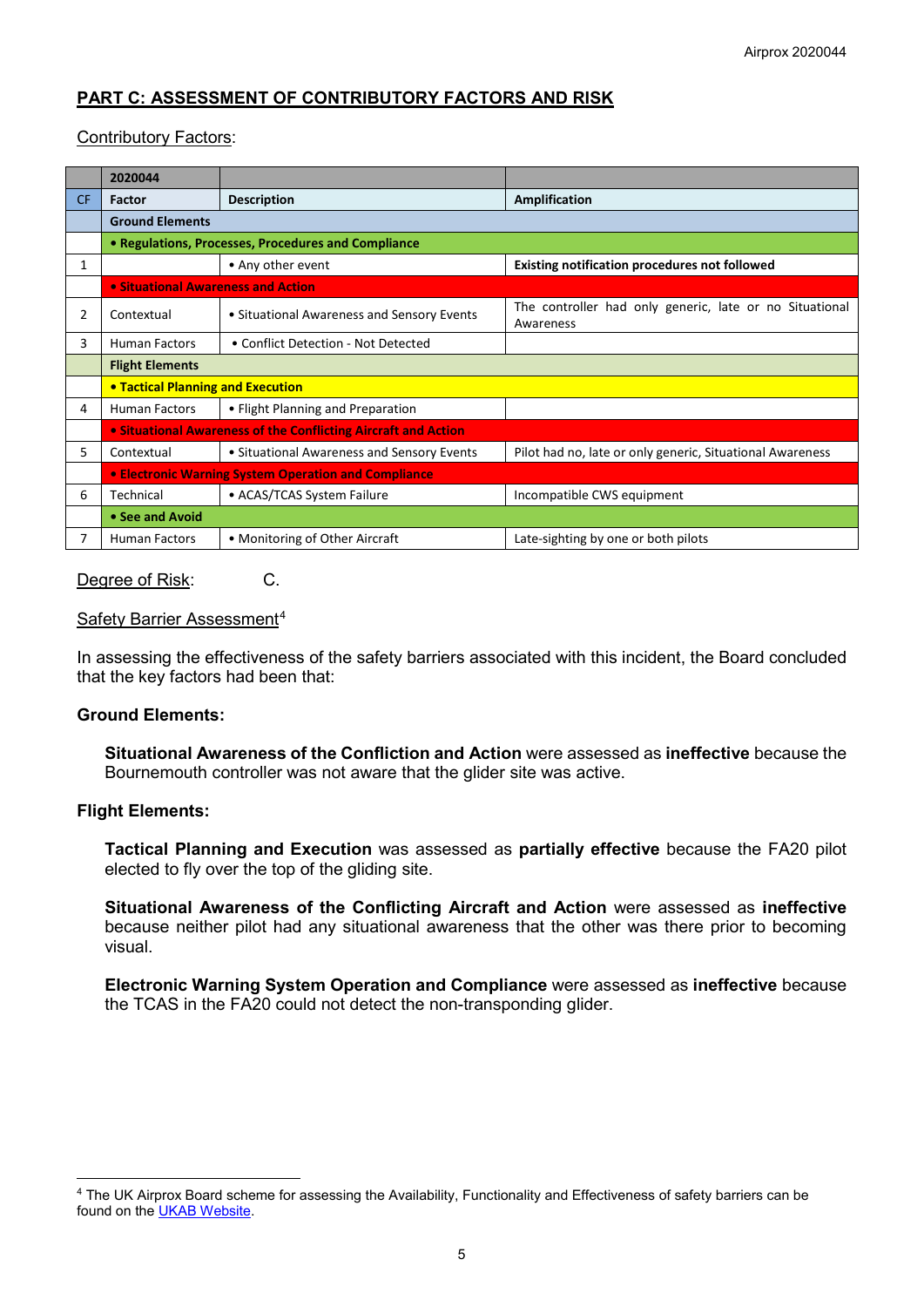## PART C: ASSESSMENT OF CONTRIBUTORY FACTORS AND RISK

Contributory Factors:

| | 2020044 | | |
|---|---|---|---|
| CF | Factor | Description | Amplification |
| | **Ground Elements** | | |
| | **• Regulations, Processes, Procedures and Compliance** | | |
| 1 | | • Any other event | **Existing notification procedures not followed** |
| | **• Situational Awareness and Action** | | |
| 2 | Contextual | • Situational Awareness and Sensory Events | The controller had only generic, late or no Situational Awareness |
| 3 | Human Factors | • Conflict Detection - Not Detected | |
| | **Flight Elements** | | |
| | **• Tactical Planning and Execution** | | |
| 4 | Human Factors | • Flight Planning and Preparation | |
| | **• Situational Awareness of the Conflicting Aircraft and Action** | | |
| 5 | Contextual | • Situational Awareness and Sensory Events | Pilot had no, late or only generic, Situational Awareness |
| | **• Electronic Warning System Operation and Compliance** | | |
| 6 | Technical | • ACAS/TCAS System Failure | Incompatible CWS equipment |
| | **• See and Avoid** | | |
| 7 | Human Factors | • Monitoring of Other Aircraft | Late-sighting by one or both pilots |

Degree of Risk: C.

Safety Barrier Assessment[4]

In assessing the effectiveness of the safety barriers associated with this incident, the Board concluded that the key factors had been that:

**Ground Elements:**

**Situational Awareness of the Confliction and Action** were assessed as **ineffective** because the Bournemouth controller was not aware that the glider site was active.

**Flight Elements:**

**Tactical Planning and Execution** was assessed as **partially effective** because the FA20 pilot elected to fly over the top of the gliding site.

**Situational Awareness of the Conflicting Aircraft and Action** were assessed as **ineffective** because neither pilot had any situational awareness that the other was there prior to becoming visual.

**Electronic Warning System Operation and Compliance** were assessed as **ineffective** because the TCAS in the FA20 could not detect the non-transponding glider.

---

[4] The UK Airprox Board scheme for assessing the Availability, Functionality and Effectiveness of safety barriers can be found on the UKAB Website.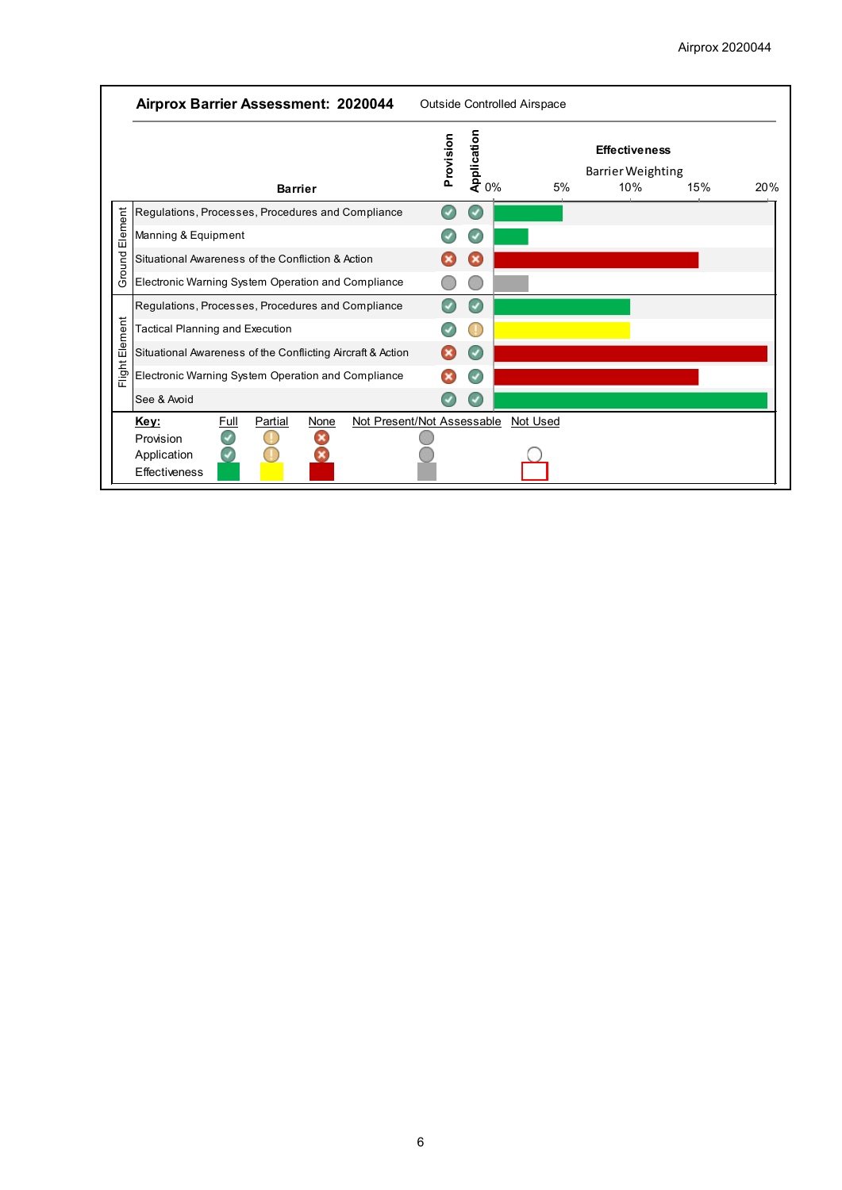**Airprox Barrier Assessment: 2020044** Outside Controlled Airspace

Barrier

Provision

Application

Effectiveness

Barrier Weighting

0% 5% 10% 15% 20%

Ground Element

Regulations, Processes, Procedures and Compliance

Manning & Equipment

Situational Awareness of the Confliction & Action

Electronic Warning System Operation and Compliance

Flight Element

Regulations, Processes, Procedures and Compliance

Tactical Planning and Execution

Situational Awareness of the Conflicting Aircraft & Action

Electronic Warning System Operation and Compliance

See & Avoid

**Key:** Full Partial None Not Present/Not Assessable Not Used

Provision

Application

Effectiveness